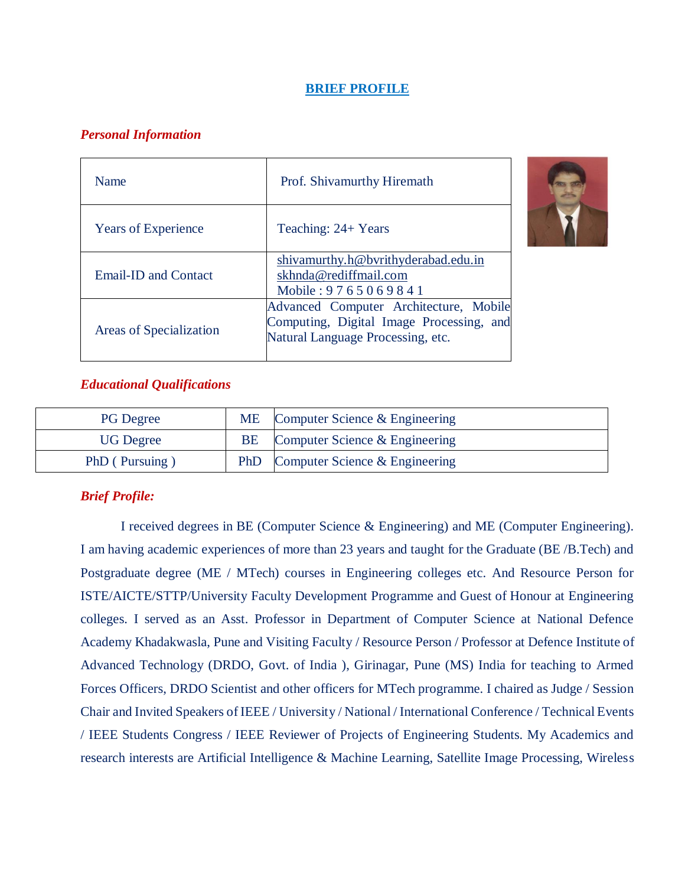# BRIEF PROFILE

### *Personal Information*

| Name | Prof. Shivamurthy Hiremath |
|---|---|
| Years of Experience | Teaching: 24+ Years |
| Email-ID and Contact | shivamurthy.h@bvrithyderabad.edu.in<br>skhnda@rediffmail.com<br>Mobile : 9 7 6 5 0 6 9 8 4 1 |
| Areas of Specialization | Advanced Computer Architecture, Mobile Computing, Digital Image Processing, and Natural Language Processing, etc. |

### *Educational Qualifications*

| | | |
|---|---|---|
| PG Degree | ME | Computer Science & Engineering |
| UG Degree | BE | Computer Science & Engineering |
| PhD ( Pursuing ) | PhD | Computer Science & Engineering |

### *Brief Profile:*

I received degrees in BE (Computer Science & Engineering) and ME (Computer Engineering). I am having academic experiences of more than 23 years and taught for the Graduate (BE /B.Tech) and Postgraduate degree (ME / MTech) courses in Engineering colleges etc. And Resource Person for ISTE/AICTE/STTP/University Faculty Development Programme and Guest of Honour at Engineering colleges. I served as an Asst. Professor in Department of Computer Science at National Defence Academy Khadakwasla, Pune and Visiting Faculty / Resource Person / Professor at Defence Institute of Advanced Technology (DRDO, Govt. of India ), Girinagar, Pune (MS) India for teaching to Armed Forces Officers, DRDO Scientist and other officers for MTech programme. I chaired as Judge / Session Chair and Invited Speakers of IEEE / University / National / International Conference / Technical Events / IEEE Students Congress / IEEE Reviewer of Projects of Engineering Students. My Academics and research interests are Artificial Intelligence & Machine Learning, Satellite Image Processing, Wireless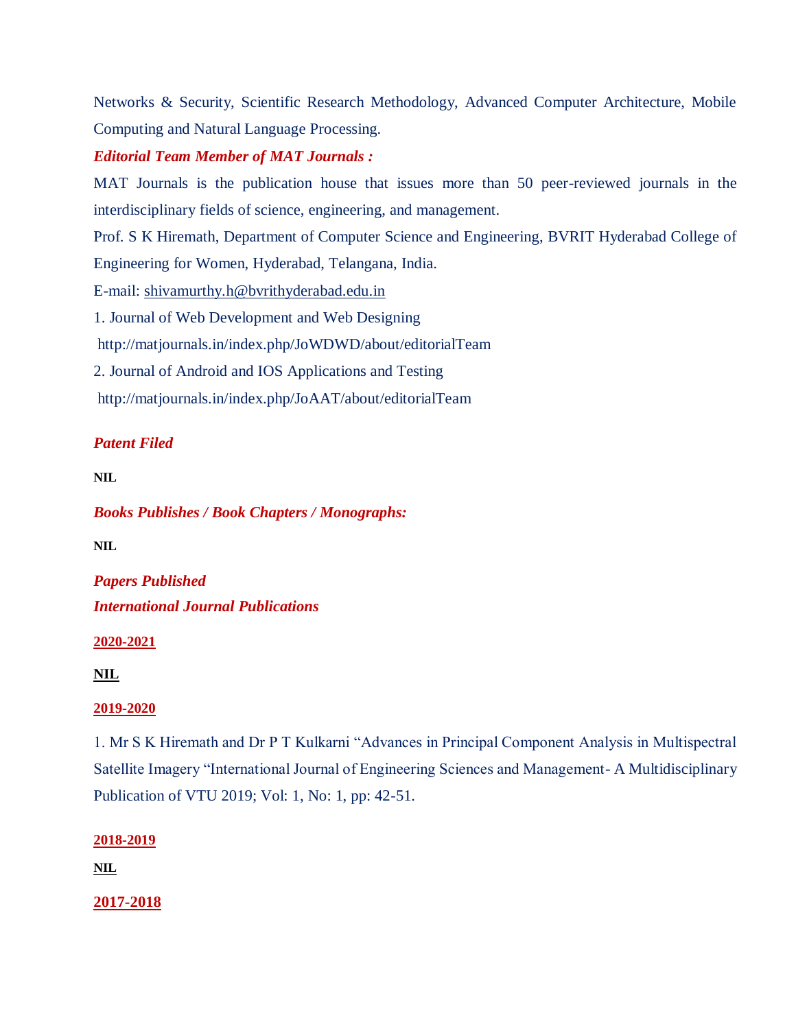Networks & Security, Scientific Research Methodology, Advanced Computer Architecture, Mobile Computing and Natural Language Processing.

***Editorial Team Member of MAT Journals :***

MAT Journals is the publication house that issues more than 50 peer-reviewed journals in the interdisciplinary fields of science, engineering, and management.

Prof. S K Hiremath, Department of Computer Science and Engineering, BVRIT Hyderabad College of Engineering for Women, Hyderabad, Telangana, India.

E-mail: shivamurthy.h@bvrithyderabad.edu.in

1. Journal of Web Development and Web Designing
   http://matjournals.in/index.php/JoWDWD/about/editorialTeam
2. Journal of Android and IOS Applications and Testing
   http://matjournals.in/index.php/JoAAT/about/editorialTeam

***Patent Filed***

**NIL**

***Books Publishes / Book Chapters / Monographs:***

**NIL**

***Papers Published***

***International Journal Publications***

**2020-2021**

**NIL**

**2019-2020**

1. Mr S K Hiremath and Dr P T Kulkarni "Advances in Principal Component Analysis in Multispectral Satellite Imagery "International Journal of Engineering Sciences and Management- A Multidisciplinary Publication of VTU 2019; Vol: 1, No: 1, pp: 42-51.

**2018-2019**

**NIL**

**2017-2018**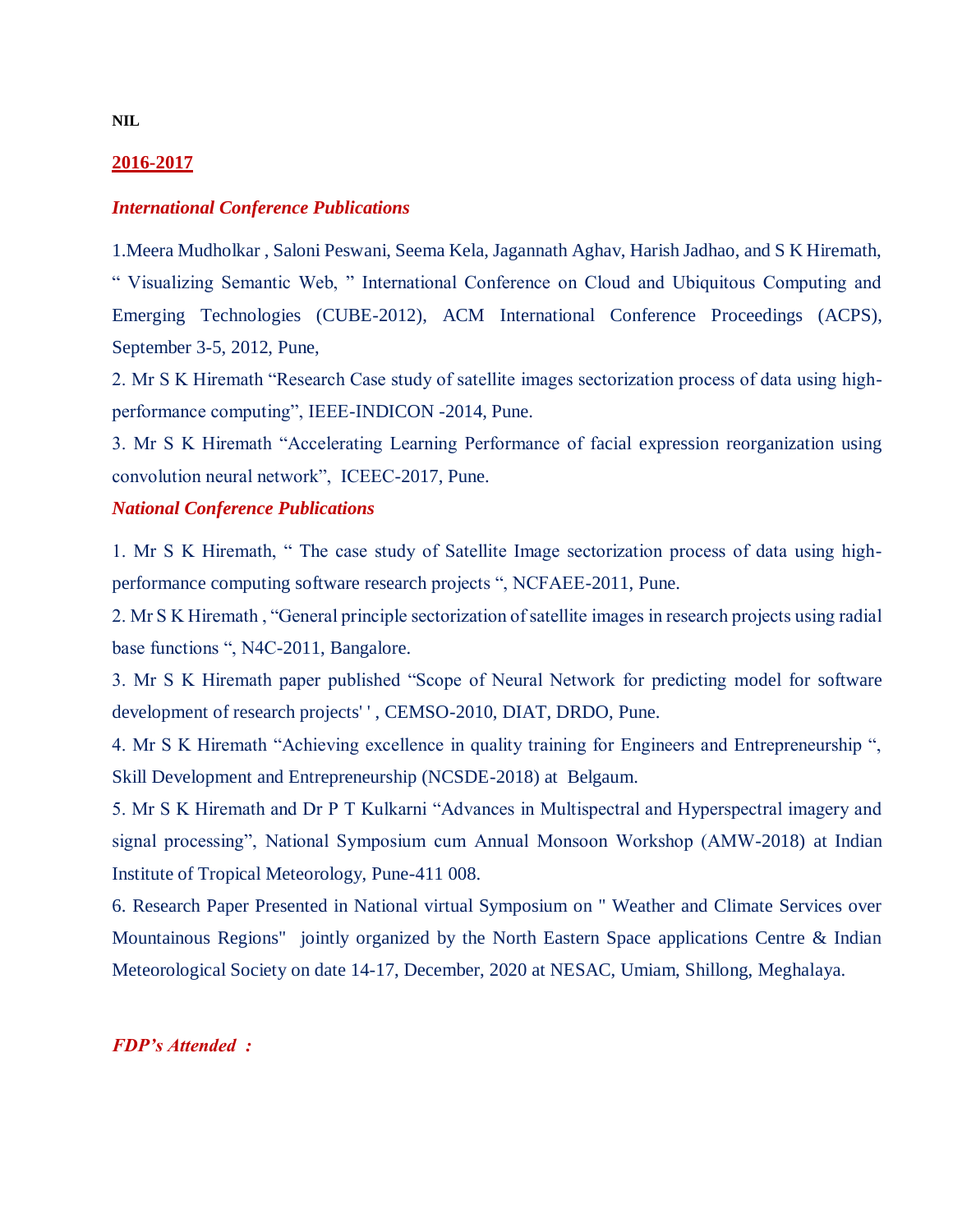**NIL**

## 2016-2017

### *International Conference Publications*

1.Meera Mudholkar , Saloni Peswani, Seema Kela, Jagannath Aghav, Harish Jadhao, and S K Hiremath, " Visualizing Semantic Web, " International Conference on Cloud and Ubiquitous Computing and Emerging Technologies (CUBE-2012), ACM International Conference Proceedings (ACPS), September 3-5, 2012, Pune,

2. Mr S K Hiremath "Research Case study of satellite images sectorization process of data using high-performance computing", IEEE-INDICON -2014, Pune.

3. Mr S K Hiremath "Accelerating Learning Performance of facial expression reorganization using convolution neural network", ICEEC-2017, Pune.

### *National Conference Publications*

1. Mr S K Hiremath, " The case study of Satellite Image sectorization process of data using high-performance computing software research projects ", NCFAEE-2011, Pune.

2. Mr S K Hiremath , "General principle sectorization of satellite images in research projects using radial base functions ", N4C-2011, Bangalore.

3. Mr S K Hiremath paper published "Scope of Neural Network for predicting model for software development of research projects' ' , CEMSO-2010, DIAT, DRDO, Pune.

4. Mr S K Hiremath "Achieving excellence in quality training for Engineers and Entrepreneurship ", Skill Development and Entrepreneurship (NCSDE-2018) at Belgaum.

5. Mr S K Hiremath and Dr P T Kulkarni "Advances in Multispectral and Hyperspectral imagery and signal processing", National Symposium cum Annual Monsoon Workshop (AMW-2018) at Indian Institute of Tropical Meteorology, Pune-411 008.

6. Research Paper Presented in National virtual Symposium on " Weather and Climate Services over Mountainous Regions" jointly organized by the North Eastern Space applications Centre & Indian Meteorological Society on date 14-17, December, 2020 at NESAC, Umiam, Shillong, Meghalaya.

### *FDP's Attended :*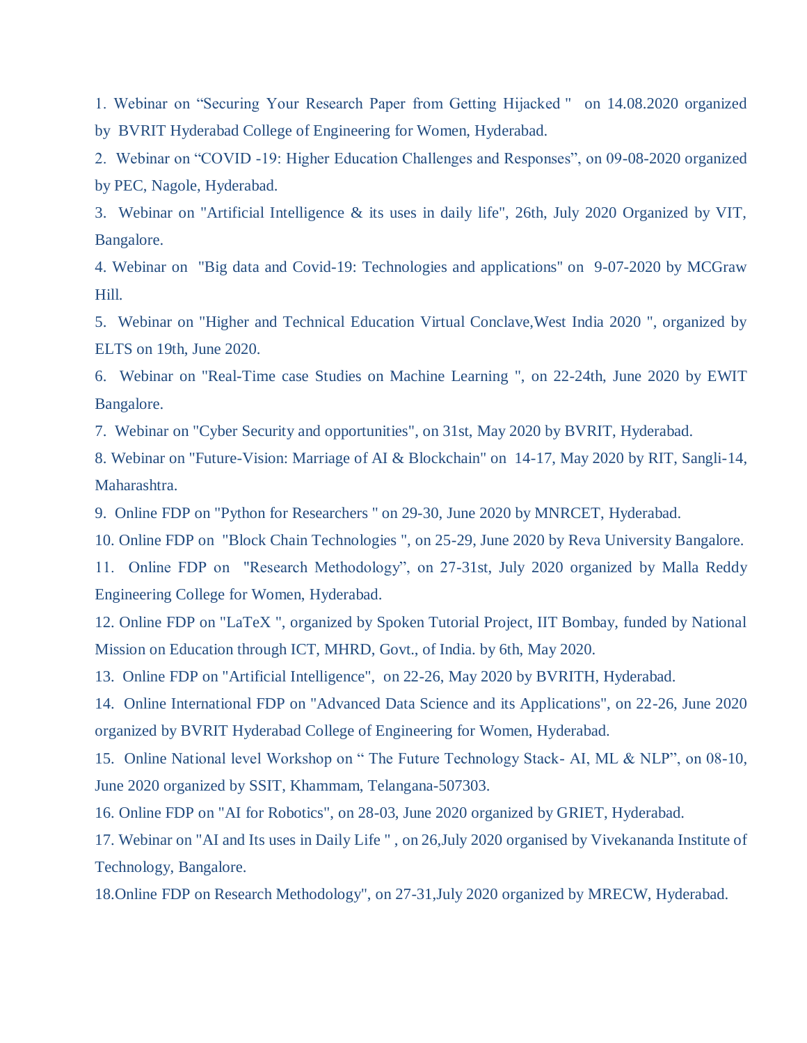1. Webinar on “Securing Your Research Paper from Getting Hijacked " on 14.08.2020 organized by BVRIT Hyderabad College of Engineering for Women, Hyderabad.
2. Webinar on “COVID -19: Higher Education Challenges and Responses”, on 09-08-2020 organized by PEC, Nagole, Hyderabad.
3. Webinar on "Artificial Intelligence & its uses in daily life", 26th, July 2020 Organized by VIT, Bangalore.
4. Webinar on "Big data and Covid-19: Technologies and applications" on 9-07-2020 by MCGraw Hill.
5. Webinar on "Higher and Technical Education Virtual Conclave,West India 2020 ", organized by ELTS on 19th, June 2020.
6. Webinar on "Real-Time case Studies on Machine Learning ", on 22-24th, June 2020 by EWIT Bangalore.
7. Webinar on "Cyber Security and opportunities", on 31st, May 2020 by BVRIT, Hyderabad.
8. Webinar on "Future-Vision: Marriage of AI & Blockchain" on 14-17, May 2020 by RIT, Sangli-14, Maharashtra.
9. Online FDP on "Python for Researchers " on 29-30, June 2020 by MNRCET, Hyderabad.
10. Online FDP on "Block Chain Technologies ", on 25-29, June 2020 by Reva University Bangalore.
11. Online FDP on "Research Methodology”, on 27-31st, July 2020 organized by Malla Reddy Engineering College for Women, Hyderabad.
12. Online FDP on "LaTeX ", organized by Spoken Tutorial Project, IIT Bombay, funded by National Mission on Education through ICT, MHRD, Govt., of India. by 6th, May 2020.
13. Online FDP on "Artificial Intelligence", on 22-26, May 2020 by BVRITH, Hyderabad.
14. Online International FDP on "Advanced Data Science and its Applications", on 22-26, June 2020 organized by BVRIT Hyderabad College of Engineering for Women, Hyderabad.
15. Online National level Workshop on “ The Future Technology Stack- AI, ML & NLP”, on 08-10, June 2020 organized by SSIT, Khammam, Telangana-507303.
16. Online FDP on "AI for Robotics", on 28-03, June 2020 organized by GRIET, Hyderabad.
17. Webinar on "AI and Its uses in Daily Life " , on 26,July 2020 organised by Vivekananda Institute of Technology, Bangalore.
18. Online FDP on Research Methodology", on 27-31,July 2020 organized by MRECW, Hyderabad.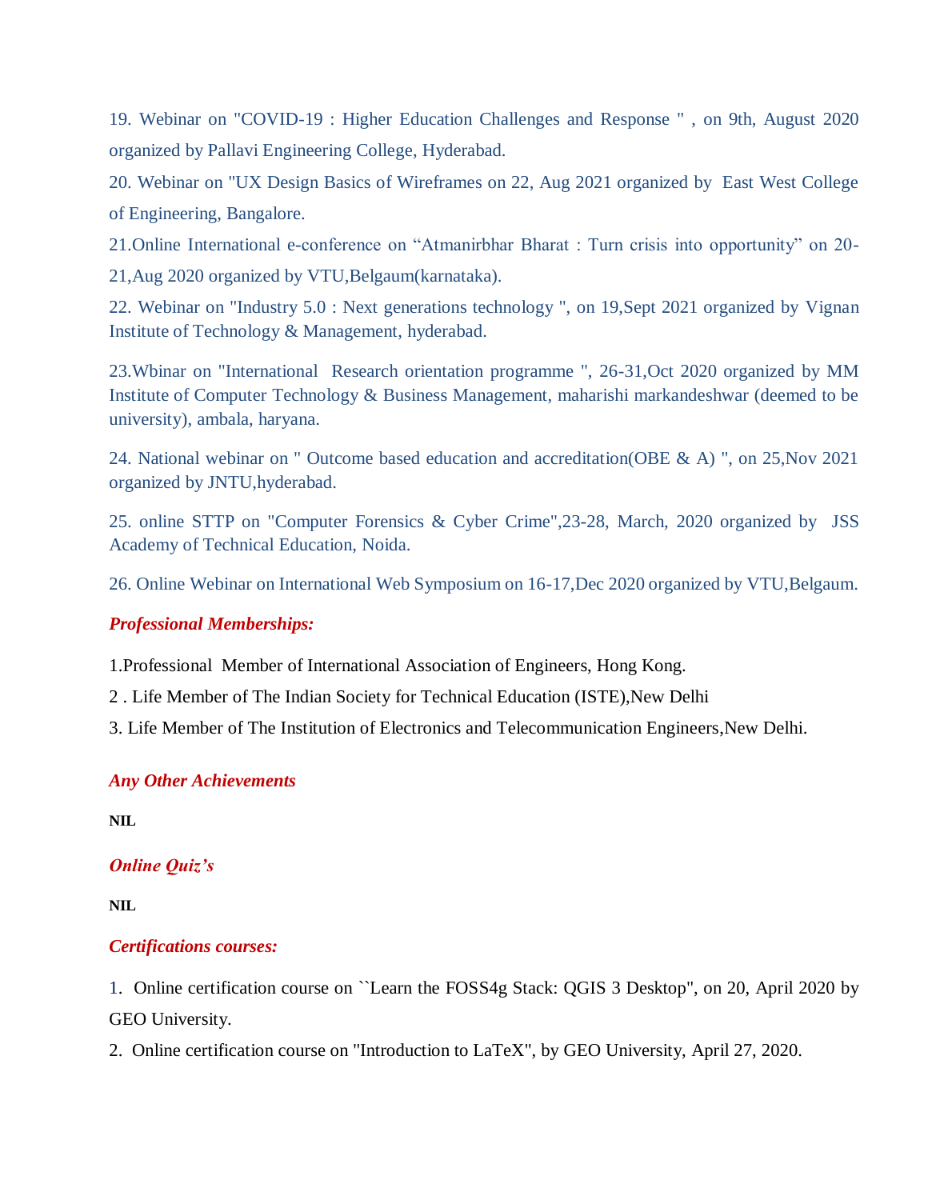19. Webinar on "COVID-19 : Higher Education Challenges and Response " , on 9th, August 2020 organized by Pallavi Engineering College, Hyderabad.

20. Webinar on "UX Design Basics of Wireframes on 22, Aug 2021 organized by East West College of Engineering, Bangalore.

21.Online International e-conference on "Atmanirbhar Bharat : Turn crisis into opportunity" on 20-21,Aug 2020 organized by VTU,Belgaum(karnataka).

22. Webinar on "Industry 5.0 : Next generations technology ", on 19,Sept 2021 organized by Vignan Institute of Technology & Management, hyderabad.

23.Wbinar on "International Research orientation programme ", 26-31,Oct 2020 organized by MM Institute of Computer Technology & Business Management, maharishi markandeshwar (deemed to be university), ambala, haryana.

24. National webinar on " Outcome based education and accreditation(OBE & A) ", on 25,Nov 2021 organized by JNTU,hyderabad.

25. online STTP on "Computer Forensics & Cyber Crime",23-28, March, 2020 organized by JSS Academy of Technical Education, Noida.

26. Online Webinar on International Web Symposium on 16-17,Dec 2020 organized by VTU,Belgaum.

***Professional Memberships:***

1.Professional Member of International Association of Engineers, Hong Kong.

2 . Life Member of The Indian Society for Technical Education (ISTE),New Delhi

3. Life Member of The Institution of Electronics and Telecommunication Engineers,New Delhi.

***Any Other Achievements***

**NIL**

***Online Quiz's***

**NIL**

***Certifications courses:***

1. Online certification course on ``Learn the FOSS4g Stack: QGIS 3 Desktop", on 20, April 2020 by GEO University.

2. Online certification course on "Introduction to LaTeX", by GEO University, April 27, 2020.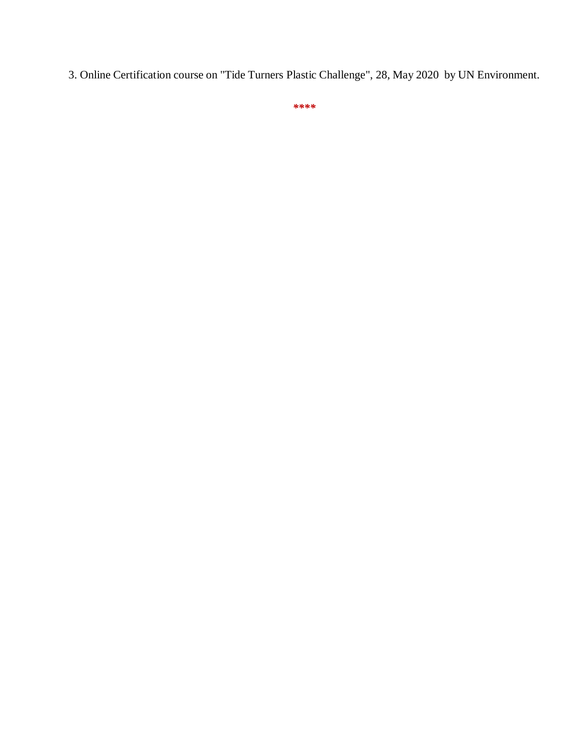3. Online Certification course on "Tide Turners Plastic Challenge", 28, May 2020 by UN Environment.

****